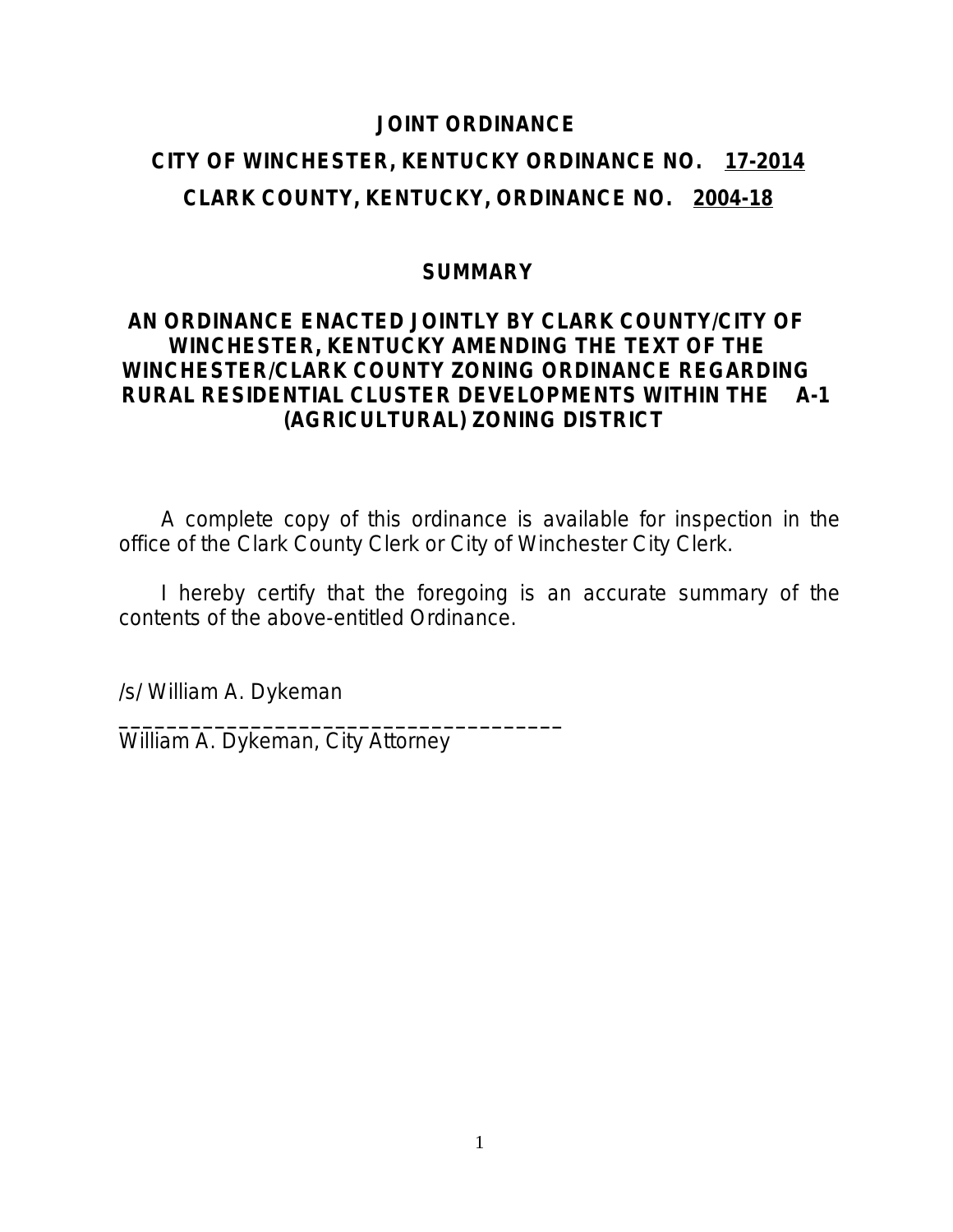# JOINT ORDINANCE

## CITY OF WINCHESTER, KENTUCKY ORDINANCE NO. 17-2014

## CLARK COUNTY, KENTUCKY, ORDINANCE NO. 2004-18

### SUMMARY

### AN ORDINANCE ENACTED JOINTLY BY CLARK COUNTY/CITY OF WINCHESTER, KENTUCKY AMENDING THE TEXT OF THE WINCHESTER/CLARK COUNTY ZONING ORDINANCE REGARDING RURAL RESIDENTIAL CLUSTER DEVELOPMENTS WITHIN THE A-1 (AGRICULTURAL) ZONING DISTRICT

A complete copy of this ordinance is available for inspection in the office of the Clark County Clerk or City of Winchester City Clerk.

I hereby certify that the foregoing is an accurate summary of the contents of the above-entitled Ordinance.

/s/ William A. Dykeman

______________________________________

William A. Dykeman, City Attorney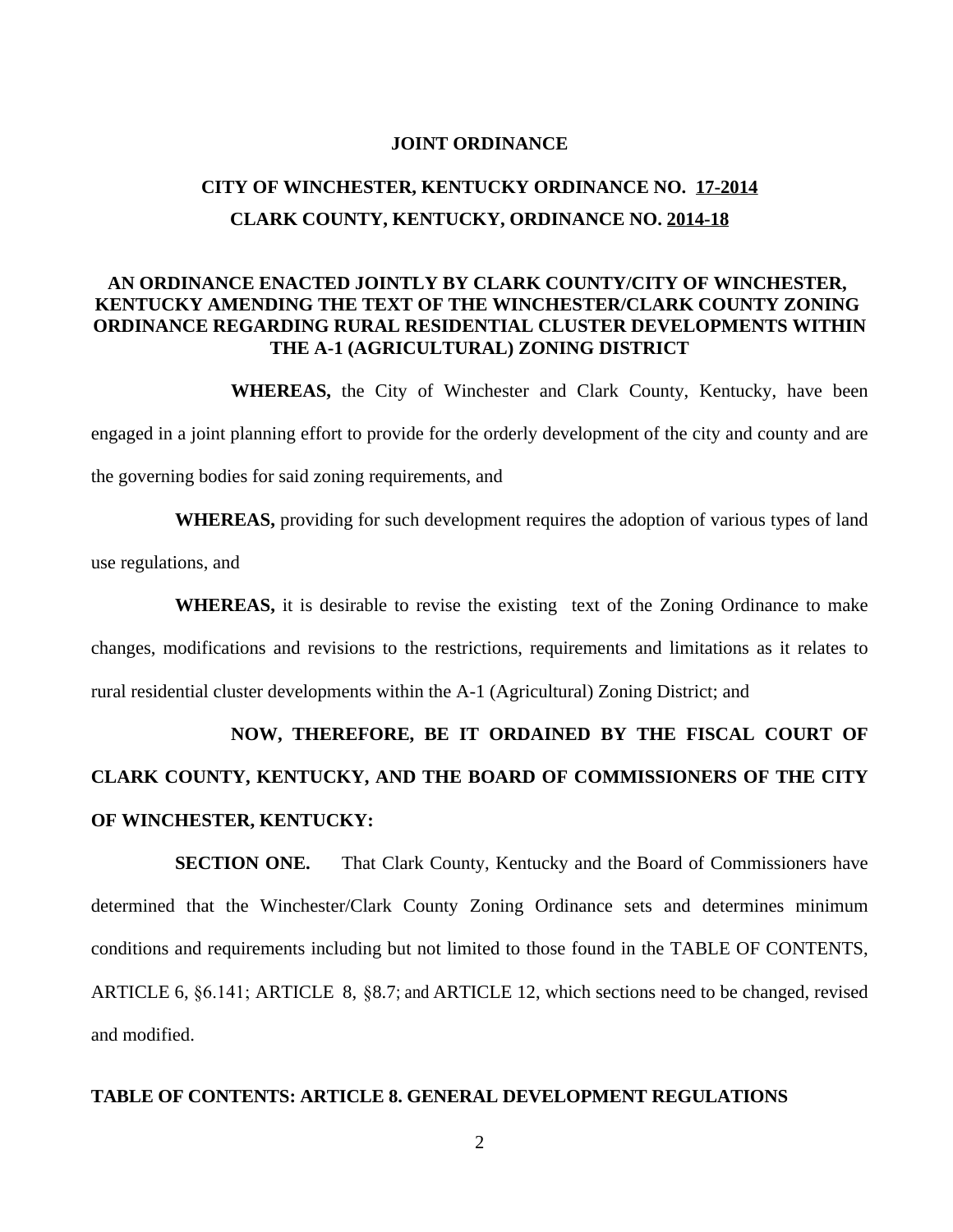**JOINT ORDINANCE**

**CITY OF WINCHESTER, KENTUCKY ORDINANCE NO. 17-2014**

**CLARK COUNTY, KENTUCKY, ORDINANCE NO. 2014-18**

**AN ORDINANCE ENACTED JOINTLY BY CLARK COUNTY/CITY OF WINCHESTER, KENTUCKY AMENDING THE TEXT OF THE WINCHESTER/CLARK COUNTY ZONING ORDINANCE REGARDING RURAL RESIDENTIAL CLUSTER DEVELOPMENTS WITHIN THE A-1 (AGRICULTURAL) ZONING DISTRICT**

**WHEREAS,** the City of Winchester and Clark County, Kentucky, have been engaged in a joint planning effort to provide for the orderly development of the city and county and are the governing bodies for said zoning requirements, and

**WHEREAS,** providing for such development requires the adoption of various types of land use regulations, and

**WHEREAS,** it is desirable to revise the existing text of the Zoning Ordinance to make changes, modifications and revisions to the restrictions, requirements and limitations as it relates to rural residential cluster developments within the A-1 (Agricultural) Zoning District; and

**NOW, THEREFORE, BE IT ORDAINED BY THE FISCAL COURT OF CLARK COUNTY, KENTUCKY, AND THE BOARD OF COMMISSIONERS OF THE CITY OF WINCHESTER, KENTUCKY:**

**SECTION ONE.** That Clark County, Kentucky and the Board of Commissioners have determined that the Winchester/Clark County Zoning Ordinance sets and determines minimum conditions and requirements including but not limited to those found in the TABLE OF CONTENTS, ARTICLE 6, §6.141; ARTICLE 8, §8.7; and ARTICLE 12, which sections need to be changed, revised and modified.

**TABLE OF CONTENTS: ARTICLE 8. GENERAL DEVELOPMENT REGULATIONS**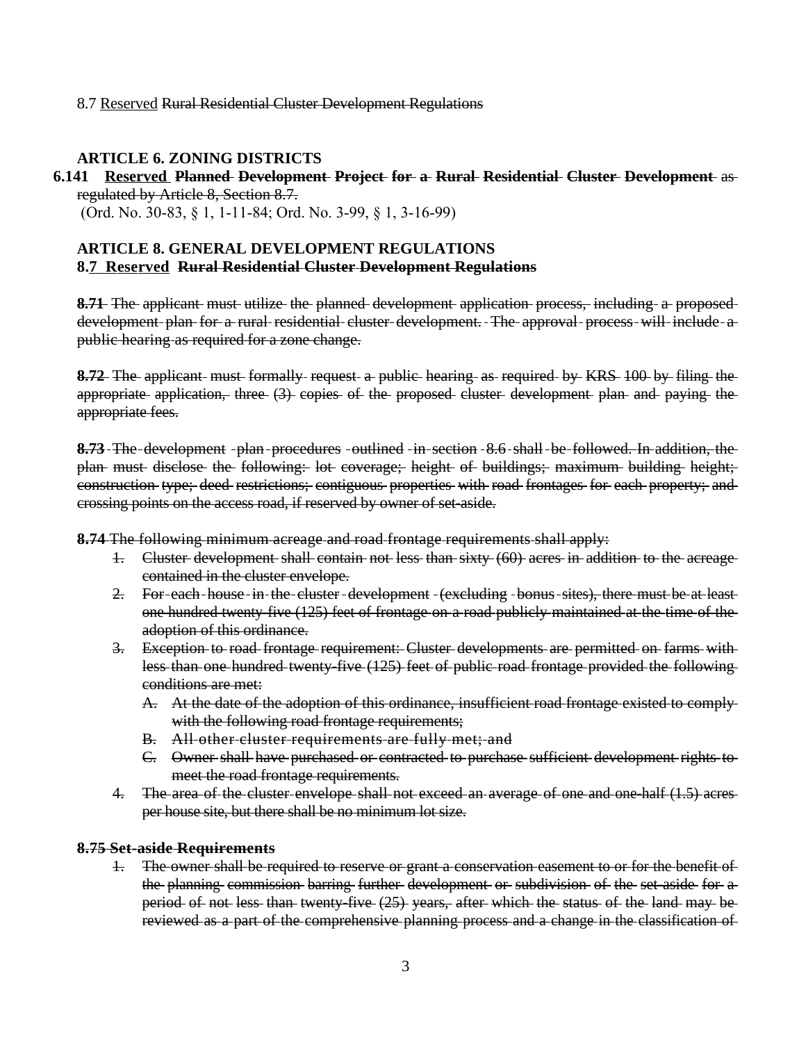8.7 <u>Reserved</u> ~~Rural Residential Cluster Development Regulations~~

**ARTICLE 6. ZONING DISTRICTS**

**6.141 <u>Reserved</u> ~~Planned Development Project for a Rural Residential Cluster Development~~** ~~as regulated by Article 8, Section 8.7.~~

(Ord. No. 30-83, § 1, 1-11-84; Ord. No. 3-99, § 1, 3-16-99)

**ARTICLE 8. GENERAL DEVELOPMENT REGULATIONS**

**8.<u>7 Reserved</u> ~~Rural Residential Cluster Development Regulations~~**

~~**8.71** The applicant must utilize the planned development application process, including a proposed development plan for a rural residential cluster development. The approval process will include a public hearing as required for a zone change.~~

~~**8.72** The applicant must formally request a public hearing as required by KRS 100 by filing the appropriate application, three (3) copies of the proposed cluster development plan and paying the appropriate fees.~~

~~**8.73** The development plan procedures outlined in section 8.6 shall be followed. In addition, the plan must disclose the following: lot coverage; height of buildings; maximum building height; construction type; deed restrictions; contiguous properties with road frontages for each property; and crossing points on the access road, if reserved by owner of set-aside.~~

~~**8.74** The following minimum acreage and road frontage requirements shall apply:~~

1. ~~Cluster development shall contain not less than sixty (60) acres in addition to the acreage contained in the cluster envelope.~~
2. ~~For each house in the cluster development (excluding bonus sites), there must be at least one hundred twenty five (125) feet of frontage on a road publicly maintained at the time of the adoption of this ordinance.~~
3. ~~Exception to road frontage requirement: Cluster developments are permitted on farms with less than one hundred twenty-five (125) feet of public road frontage provided the following conditions are met:~~
   - A. ~~At the date of the adoption of this ordinance, insufficient road frontage existed to comply with the following road frontage requirements;~~
   - B. ~~All other cluster requirements are fully met; and~~
   - C. ~~Owner shall have purchased or contracted to purchase sufficient development rights to meet the road frontage requirements.~~
4. ~~The area of the cluster envelope shall not exceed an average of one and one-half (1.5) acres per house site, but there shall be no minimum lot size.~~

~~**8.75 Set-aside Requirements**~~

1. ~~The owner shall be required to reserve or grant a conservation easement to or for the benefit of the planning commission barring further development or subdivision of the set-aside for a period of not less than twenty-five (25) years, after which the status of the land may be reviewed as a part of the comprehensive planning process and a change in the classification of~~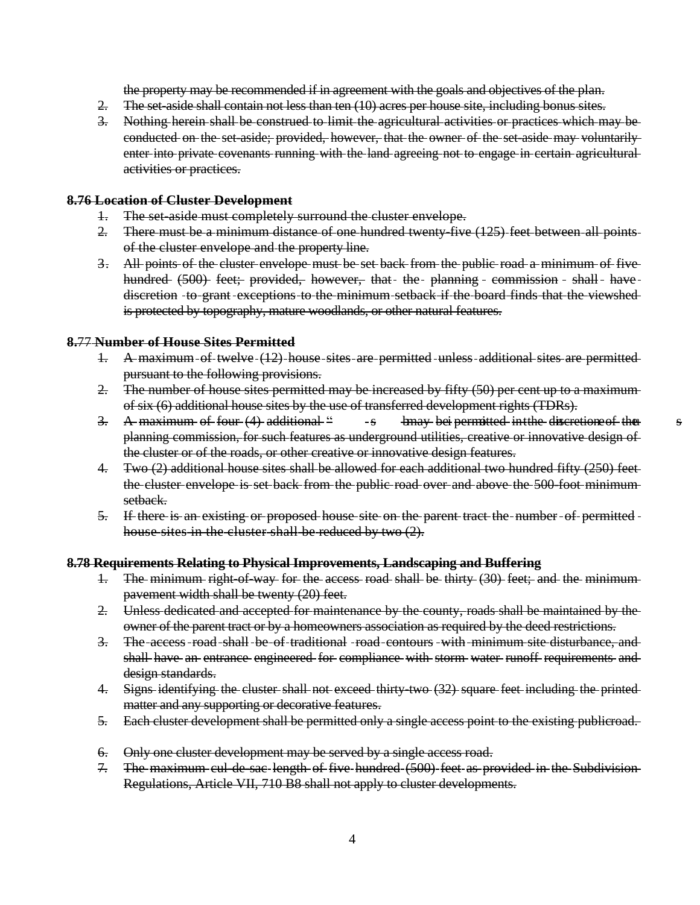~~the property may be recommended if in agreement with the goals and objectives of the plan.~~

2. ~~The set-aside shall contain not less than ten (10) acres per house site, including bonus sites.~~
3. ~~Nothing herein shall be construed to limit the agricultural activities or practices which may be conducted on the set-aside; provided, however, that the owner of the set-aside may voluntarily enter into private covenants running with the land agreeing not to engage in certain agricultural activities or practices.~~

**~~8.76 Location of Cluster Development~~**

1. ~~The set-aside must completely surround the cluster envelope.~~
2. ~~There must be a minimum distance of one hundred twenty-five (125) feet between all points of the cluster envelope and the property line.~~
3. ~~All points of the cluster envelope must be set back from the public road a minimum of five hundred (500) feet; provided, however, that the planning commission shall have discretion to grant exceptions to the minimum setback if the board finds that the viewshed is protected by topography, mature woodlands, or other natural features.~~

**~~8.77 Number of House Sites Permitted~~**

1. ~~A maximum of twelve (12) house sites are permitted unless additional sites are permitted pursuant to the following provisions.~~
2. ~~The number of house sites permitted may be increased by fifty (50) per cent up to a maximum of six (6) additional house sites by the use of transferred development rights (TDRs).~~
3. ~~A maximum of four (4) additional "bonus sites" may be permitted in the discretion of the planning commission, for such features as underground utilities, creative or innovative design of the cluster or of the roads, or other creative or innovative design features.~~
4. ~~Two (2) additional house sites shall be allowed for each additional two hundred fifty (250) feet the cluster envelope is set back from the public road over and above the 500-foot minimum setback.~~
5. ~~If there is an existing or proposed house site on the parent tract the number of permitted house sites in the cluster shall be reduced by two (2).~~

**~~8.78 Requirements Relating to Physical Improvements, Landscaping and Buffering~~**

1. ~~The minimum right-of-way for the access road shall be thirty (30) feet; and the minimum pavement width shall be twenty (20) feet.~~
2. ~~Unless dedicated and accepted for maintenance by the county, roads shall be maintained by the owner of the parent tract or by a homeowners association as required by the deed restrictions.~~
3. ~~The access road shall be of traditional road contours with minimum site disturbance, and shall have an entrance engineered for compliance with storm water runoff requirements and design standards.~~
4. ~~Signs identifying the cluster shall not exceed thirty-two (32) square feet including the printed matter and any supporting or decorative features.~~
5. ~~Each cluster development shall be permitted only a single access point to the existing publicroad.~~
6. ~~Only one cluster development may be served by a single access road.~~
7. ~~The maximum cul-de-sac length of five hundred (500) feet as provided in the Subdivision Regulations, Article VII, 710 B8 shall not apply to cluster developments.~~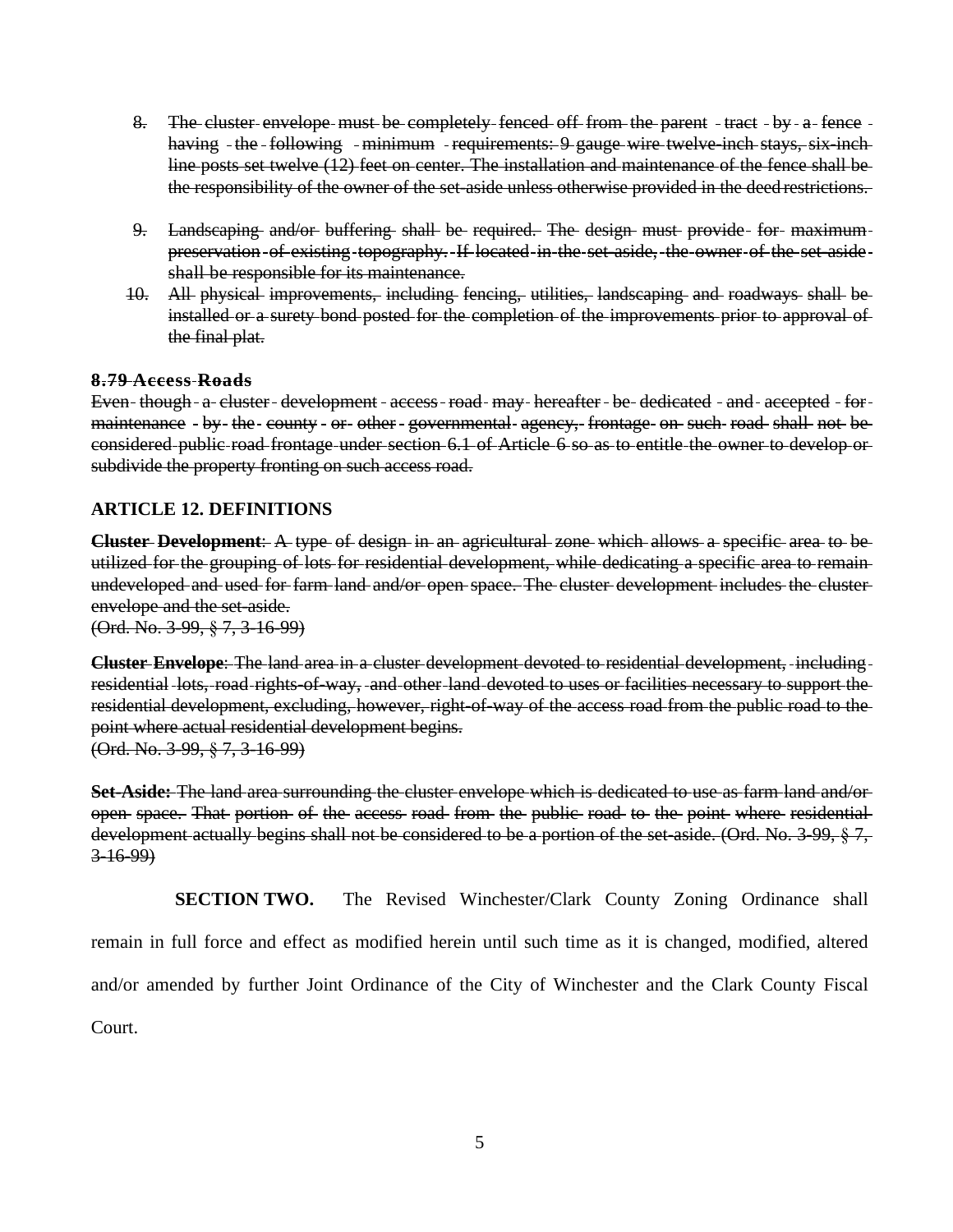8. ~~The cluster envelope must be completely fenced off from the parent tract by a fence having the following minimum requirements: 9 gauge wire twelve-inch stays, six-inch line posts set twelve (12) feet on center. The installation and maintenance of the fence shall be the responsibility of the owner of the set-aside unless otherwise provided in the deed restrictions.~~

9. ~~Landscaping and/or buffering shall be required. The design must provide for maximum preservation of existing topography. If located in the set-aside, the owner of the set-aside shall be responsible for its maintenance.~~

10. ~~All physical improvements, including fencing, utilities, landscaping and roadways shall be installed or a surety bond posted for the completion of the improvements prior to approval of the final plat.~~

**~~8.79 Access Roads~~**

~~Even though a cluster development access road may hereafter be dedicated and accepted for maintenance by the county or other governmental agency, frontage on such road shall not be considered public road frontage under section 6.1 of Article 6 so as to entitle the owner to develop or subdivide the property fronting on such access road.~~

**ARTICLE 12. DEFINITIONS**

~~**Cluster Development**: A type of design in an agricultural zone which allows a specific area to be utilized for the grouping of lots for residential development, while dedicating a specific area to remain undeveloped and used for farm land and/or open space. The cluster development includes the cluster envelope and the set-aside.~~
~~(Ord. No. 3-99, § 7, 3-16-99)~~

~~**Cluster Envelope**: The land area in a cluster development devoted to residential development, including residential lots, road rights-of-way, and other land devoted to uses or facilities necessary to support the residential development, excluding, however, right-of-way of the access road from the public road to the point where actual residential development begins.~~
~~(Ord. No. 3-99, § 7, 3-16-99)~~

~~**Set-Aside:** The land area surrounding the cluster envelope which is dedicated to use as farm land and/or open space. That portion of the access road from the public road to the point where residential development actually begins shall not be considered to be a portion of the set-aside. (Ord. No. 3-99, § 7, 3-16-99)~~

**SECTION TWO.** The Revised Winchester/Clark County Zoning Ordinance shall remain in full force and effect as modified herein until such time as it is changed, modified, altered and/or amended by further Joint Ordinance of the City of Winchester and the Clark County Fiscal Court.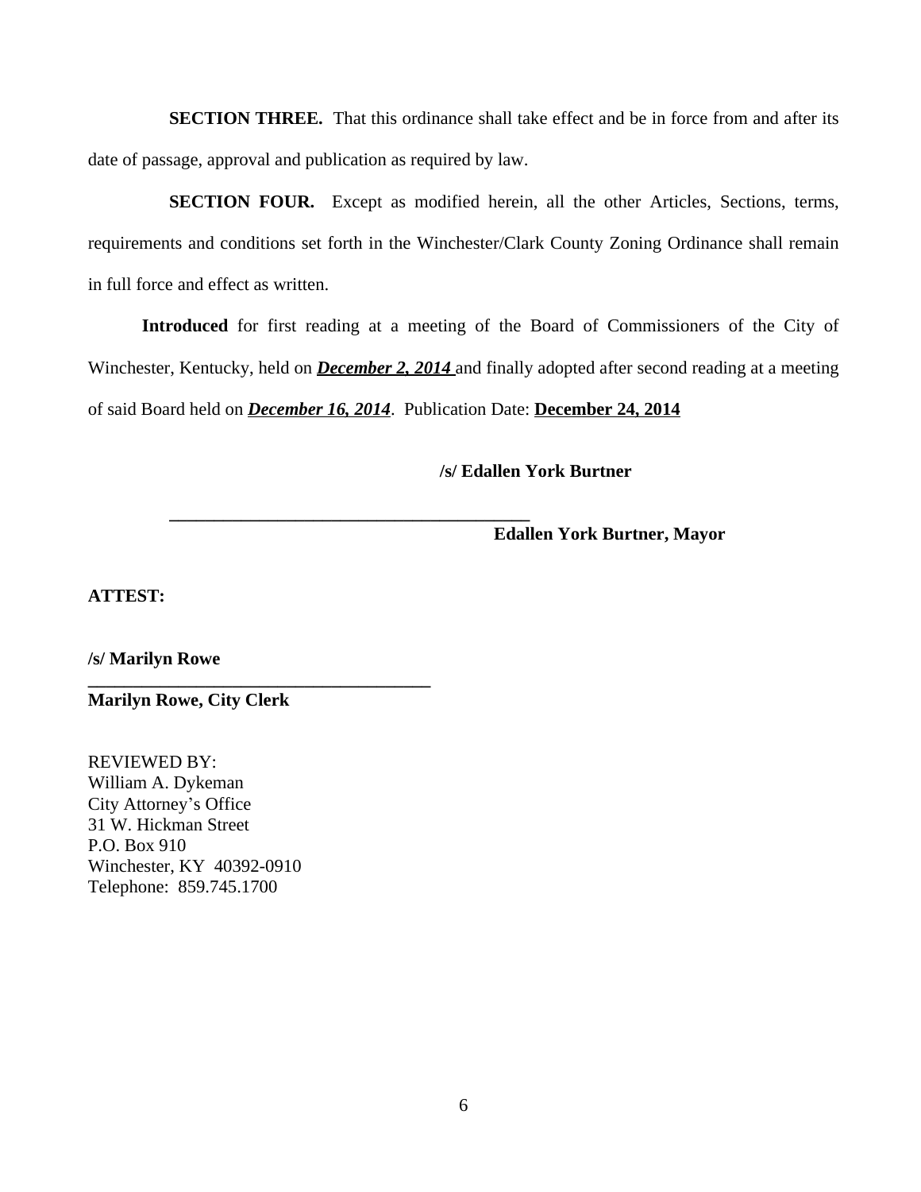**SECTION THREE.** That this ordinance shall take effect and be in force from and after its date of passage, approval and publication as required by law.

**SECTION FOUR.** Except as modified herein, all the other Articles, Sections, terms, requirements and conditions set forth in the Winchester/Clark County Zoning Ordinance shall remain in full force and effect as written.

**Introduced** for first reading at a meeting of the Board of Commissioners of the City of Winchester, Kentucky, held on ***December 2, 2014*** and finally adopted after second reading at a meeting of said Board held on ***December 16, 2014***. Publication Date: **December 24, 2014**

**/s/ Edallen York Burtner**

\_\_\_\_\_\_\_\_\_\_\_\_\_\_\_\_\_\_\_\_\_\_\_\_\_\_\_\_\_\_\_\_\_\_\_\_\_\_\_\_\_\_
**Edallen York Burtner, Mayor**

**ATTEST:**

**/s/ Marilyn Rowe**
\_\_\_\_\_\_\_\_\_\_\_\_\_\_\_\_\_\_\_\_\_\_\_\_\_\_\_\_\_\_\_\_\_\_\_\_\_\_\_\_
**Marilyn Rowe, City Clerk**

REVIEWED BY:
William A. Dykeman
City Attorney's Office
31 W. Hickman Street
P.O. Box 910
Winchester, KY 40392-0910
Telephone: 859.745.1700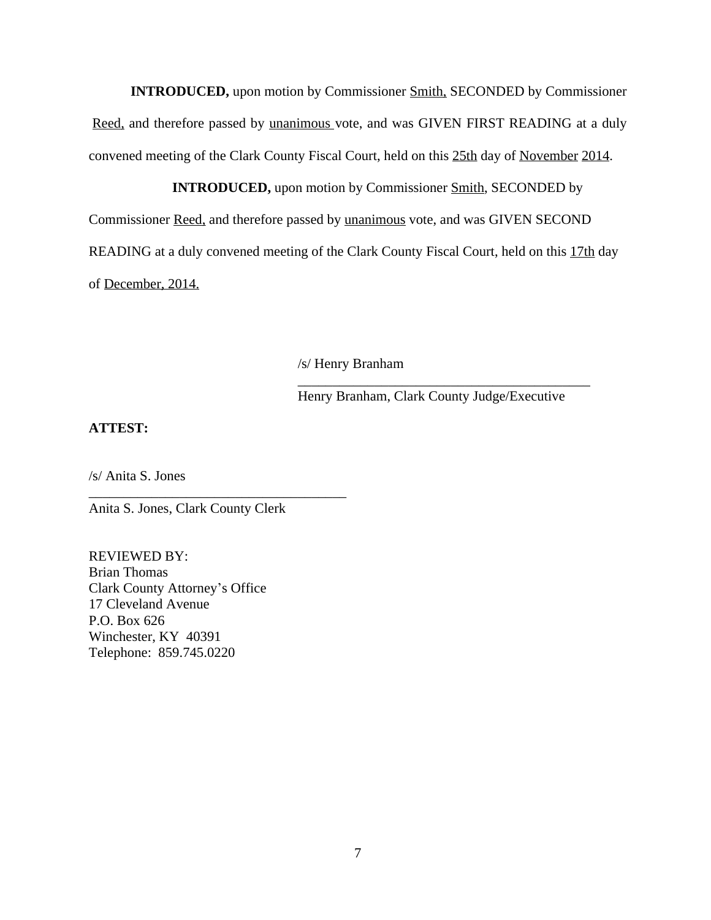**INTRODUCED,** upon motion by Commissioner Smith, SECONDED by Commissioner Reed, and therefore passed by unanimous vote, and was GIVEN FIRST READING at a duly convened meeting of the Clark County Fiscal Court, held on this 25th day of November 2014.

**INTRODUCED,** upon motion by Commissioner Smith, SECONDED by Commissioner Reed, and therefore passed by unanimous vote, and was GIVEN SECOND READING at a duly convened meeting of the Clark County Fiscal Court, held on this 17th day of December, 2014.

/s/ Henry Branham
\_\_\_\_\_\_\_\_\_\_\_\_\_\_\_\_\_\_\_\_\_\_\_\_\_\_\_\_\_\_\_\_\_\_\_\_\_\_\_\_\_\_
Henry Branham, Clark County Judge/Executive

**ATTEST:**

/s/ Anita S. Jones
\_\_\_\_\_\_\_\_\_\_\_\_\_\_\_\_\_\_\_\_\_\_\_\_\_\_\_\_\_\_\_\_\_\_\_\_\_\_
Anita S. Jones, Clark County Clerk

REVIEWED BY:
Brian Thomas
Clark County Attorney's Office
17 Cleveland Avenue
P.O. Box 626
Winchester, KY 40391
Telephone: 859.745.0220